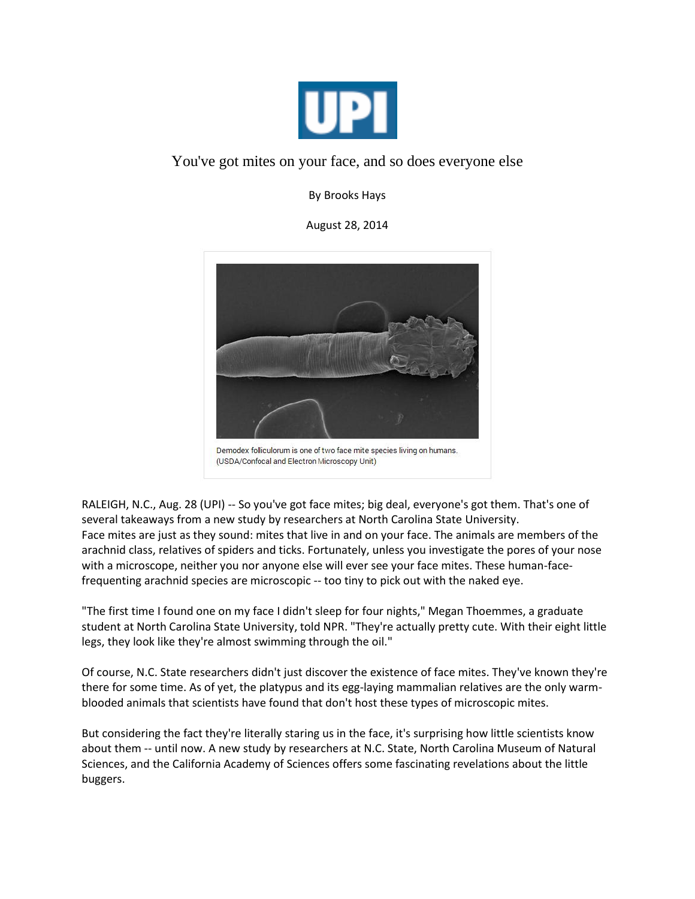UPI

# You've got mites on your face, and so does everyone else

By Brooks Hays

August 28, 2014

Demodex folliculorum is one of two face mite species living on humans. (USDA/Confocal and Electron Microscopy Unit)

RALEIGH, N.C., Aug. 28 (UPI) -- So you've got face mites; big deal, everyone's got them. That's one of several takeaways from a new study by researchers at North Carolina State University.
Face mites are just as they sound: mites that live in and on your face. The animals are members of the arachnid class, relatives of spiders and ticks. Fortunately, unless you investigate the pores of your nose with a microscope, neither you nor anyone else will ever see your face mites. These human-face-frequenting arachnid species are microscopic -- too tiny to pick out with the naked eye.

"The first time I found one on my face I didn't sleep for four nights," Megan Thoemmes, a graduate student at North Carolina State University, told NPR. "They're actually pretty cute. With their eight little legs, they look like they're almost swimming through the oil."

Of course, N.C. State researchers didn't just discover the existence of face mites. They've known they're there for some time. As of yet, the platypus and its egg-laying mammalian relatives are the only warm-blooded animals that scientists have found that don't host these types of microscopic mites.

But considering the fact they're literally staring us in the face, it's surprising how little scientists know about them -- until now. A new study by researchers at N.C. State, North Carolina Museum of Natural Sciences, and the California Academy of Sciences offers some fascinating revelations about the little buggers.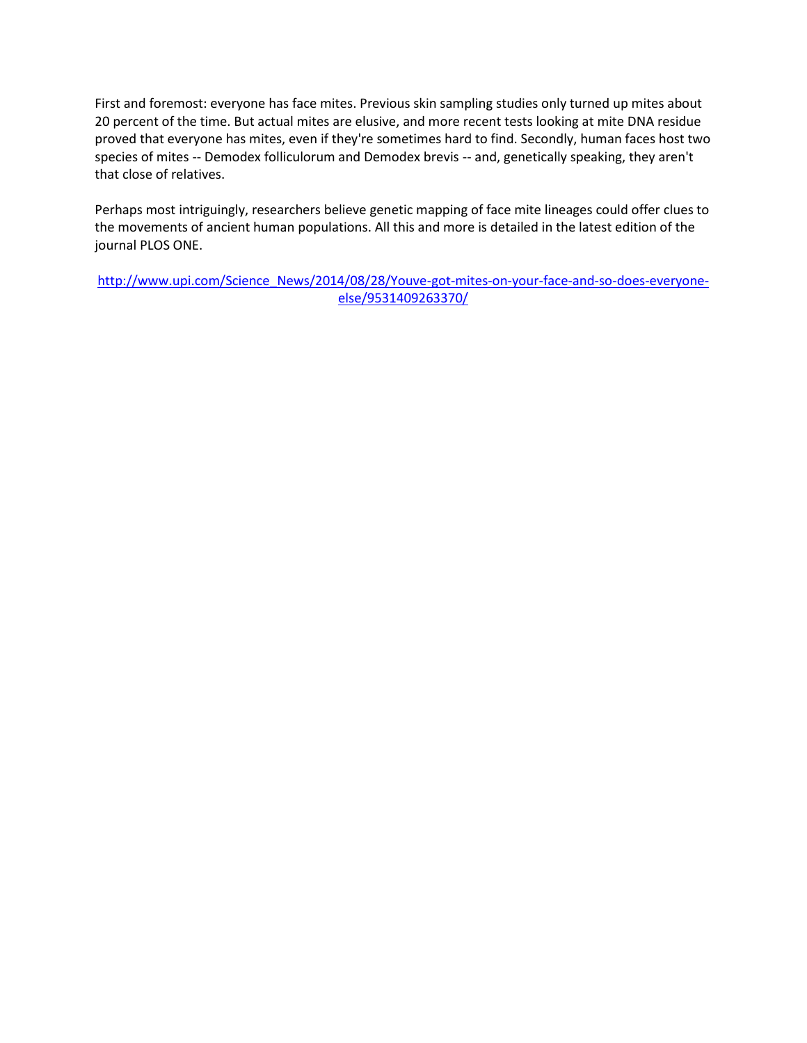First and foremost: everyone has face mites. Previous skin sampling studies only turned up mites about 20 percent of the time. But actual mites are elusive, and more recent tests looking at mite DNA residue proved that everyone has mites, even if they're sometimes hard to find. Secondly, human faces host two species of mites -- Demodex folliculorum and Demodex brevis -- and, genetically speaking, they aren't that close of relatives.

Perhaps most intriguingly, researchers believe genetic mapping of face mite lineages could offer clues to the movements of ancient human populations. All this and more is detailed in the latest edition of the journal PLOS ONE.

[http://www.upi.com/Science_News/2014/08/28/Youve-got-mites-on-your-face-and-so-does-everyone-else/9531409263370/](http://www.upi.com/Science_News/2014/08/28/Youve-got-mites-on-your-face-and-so-does-everyone-else/9531409263370/)